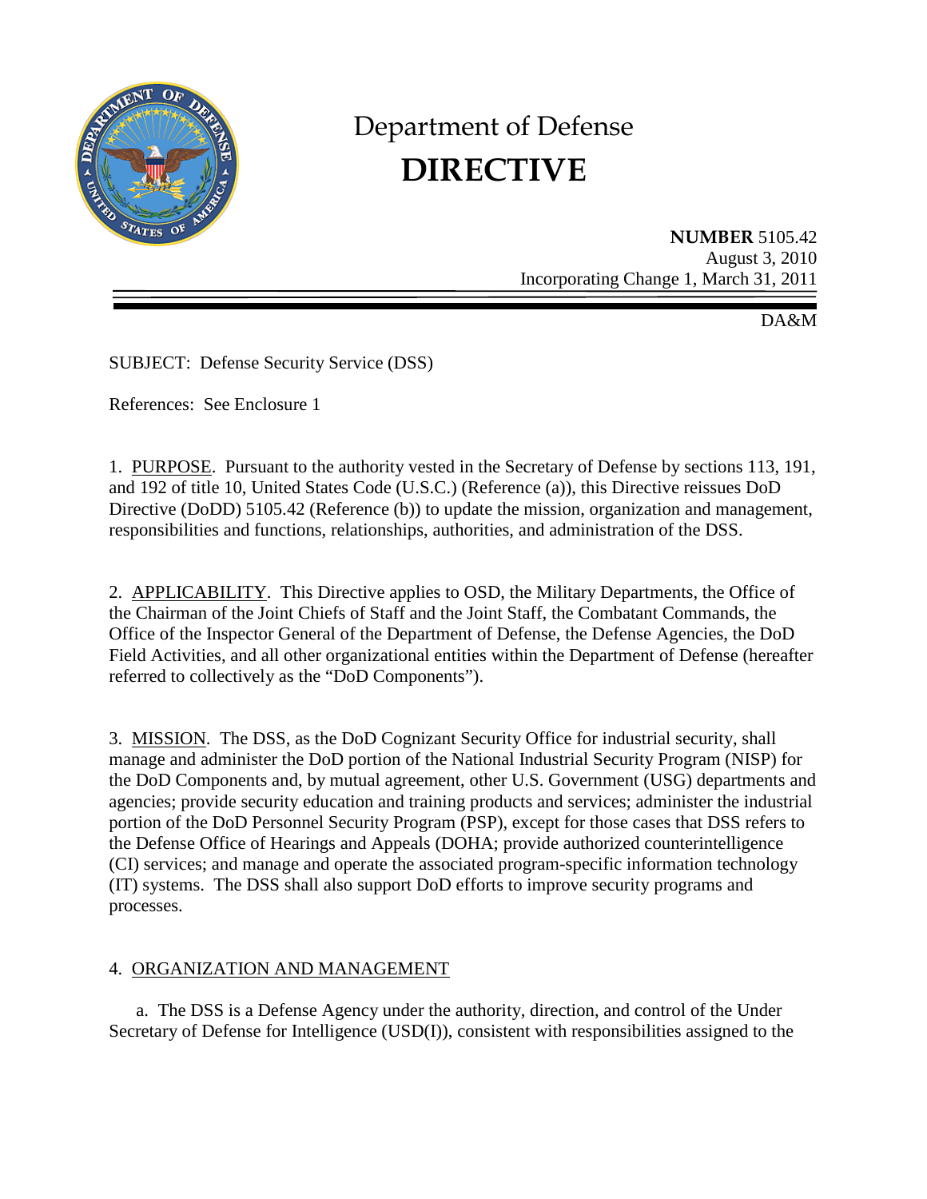# Department of Defense

# DIRECTIVE

**NUMBER** 5105.42
August 3, 2010
Incorporating Change 1, March 31, 2011

DA&M

SUBJECT: Defense Security Service (DSS)

References: See Enclosure 1

1. PURPOSE. Pursuant to the authority vested in the Secretary of Defense by sections 113, 191, and 192 of title 10, United States Code (U.S.C.) (Reference (a)), this Directive reissues DoD Directive (DoDD) 5105.42 (Reference (b)) to update the mission, organization and management, responsibilities and functions, relationships, authorities, and administration of the DSS.

2. APPLICABILITY. This Directive applies to OSD, the Military Departments, the Office of the Chairman of the Joint Chiefs of Staff and the Joint Staff, the Combatant Commands, the Office of the Inspector General of the Department of Defense, the Defense Agencies, the DoD Field Activities, and all other organizational entities within the Department of Defense (hereafter referred to collectively as the "DoD Components").

3. MISSION. The DSS, as the DoD Cognizant Security Office for industrial security, shall manage and administer the DoD portion of the National Industrial Security Program (NISP) for the DoD Components and, by mutual agreement, other U.S. Government (USG) departments and agencies; provide security education and training products and services; administer the industrial portion of the DoD Personnel Security Program (PSP), except for those cases that DSS refers to the Defense Office of Hearings and Appeals (DOHA; provide authorized counterintelligence (CI) services; and manage and operate the associated program-specific information technology (IT) systems. The DSS shall also support DoD efforts to improve security programs and processes.

4. ORGANIZATION AND MANAGEMENT

a. The DSS is a Defense Agency under the authority, direction, and control of the Under Secretary of Defense for Intelligence (USD(I)), consistent with responsibilities assigned to the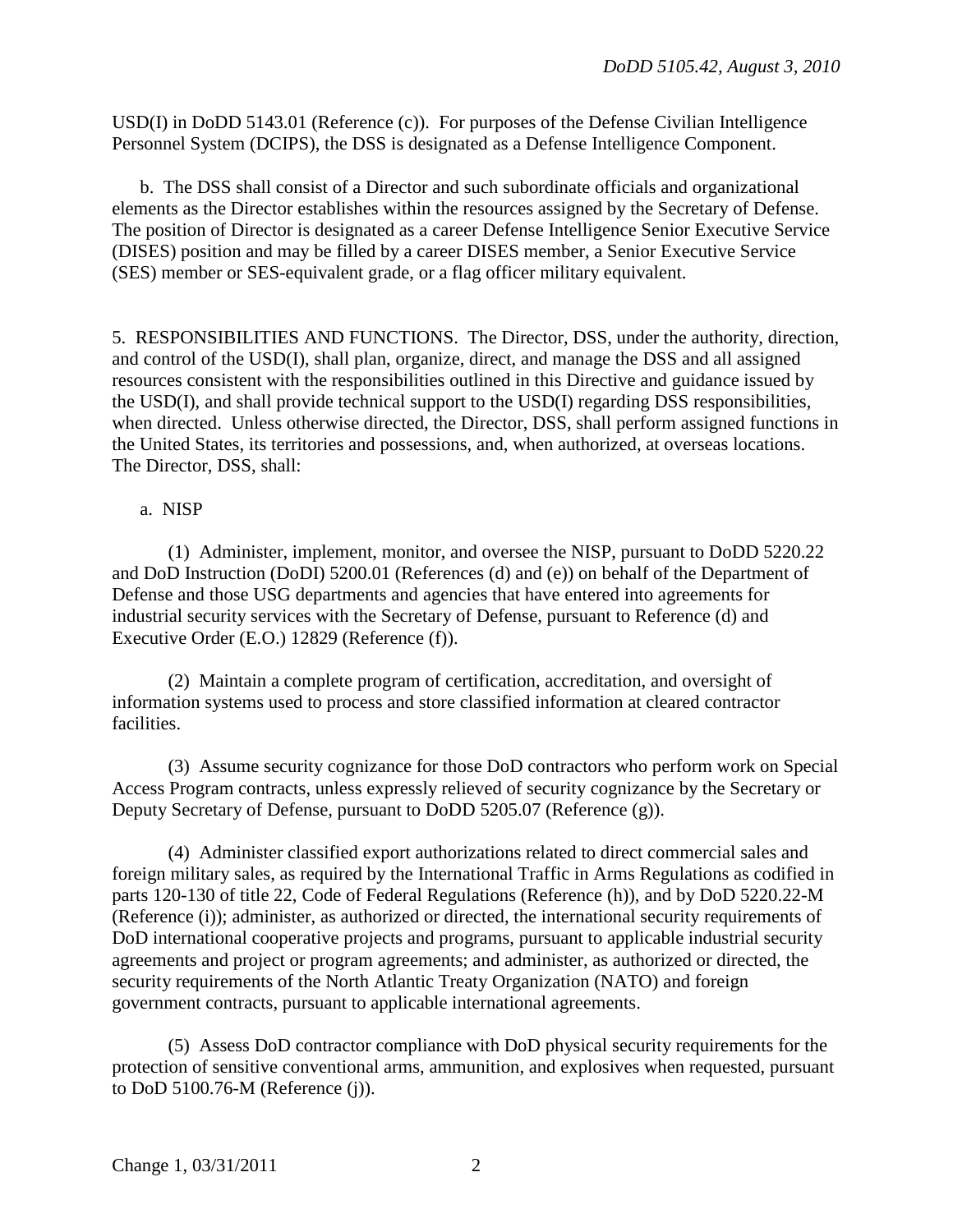USD(I) in DoDD 5143.01 (Reference (c)). For purposes of the Defense Civilian Intelligence Personnel System (DCIPS), the DSS is designated as a Defense Intelligence Component.

b. The DSS shall consist of a Director and such subordinate officials and organizational elements as the Director establishes within the resources assigned by the Secretary of Defense. The position of Director is designated as a career Defense Intelligence Senior Executive Service (DISES) position and may be filled by a career DISES member, a Senior Executive Service (SES) member or SES-equivalent grade, or a flag officer military equivalent.

5. RESPONSIBILITIES AND FUNCTIONS. The Director, DSS, under the authority, direction, and control of the USD(I), shall plan, organize, direct, and manage the DSS and all assigned resources consistent with the responsibilities outlined in this Directive and guidance issued by the USD(I), and shall provide technical support to the USD(I) regarding DSS responsibilities, when directed. Unless otherwise directed, the Director, DSS, shall perform assigned functions in the United States, its territories and possessions, and, when authorized, at overseas locations. The Director, DSS, shall:

a. NISP

(1) Administer, implement, monitor, and oversee the NISP, pursuant to DoDD 5220.22 and DoD Instruction (DoDI) 5200.01 (References (d) and (e)) on behalf of the Department of Defense and those USG departments and agencies that have entered into agreements for industrial security services with the Secretary of Defense, pursuant to Reference (d) and Executive Order (E.O.) 12829 (Reference (f)).

(2) Maintain a complete program of certification, accreditation, and oversight of information systems used to process and store classified information at cleared contractor facilities.

(3) Assume security cognizance for those DoD contractors who perform work on Special Access Program contracts, unless expressly relieved of security cognizance by the Secretary or Deputy Secretary of Defense, pursuant to DoDD 5205.07 (Reference (g)).

(4) Administer classified export authorizations related to direct commercial sales and foreign military sales, as required by the International Traffic in Arms Regulations as codified in parts 120-130 of title 22, Code of Federal Regulations (Reference (h)), and by DoD 5220.22-M (Reference (i)); administer, as authorized or directed, the international security requirements of DoD international cooperative projects and programs, pursuant to applicable industrial security agreements and project or program agreements; and administer, as authorized or directed, the security requirements of the North Atlantic Treaty Organization (NATO) and foreign government contracts, pursuant to applicable international agreements.

(5) Assess DoD contractor compliance with DoD physical security requirements for the protection of sensitive conventional arms, ammunition, and explosives when requested, pursuant to DoD 5100.76-M (Reference (j)).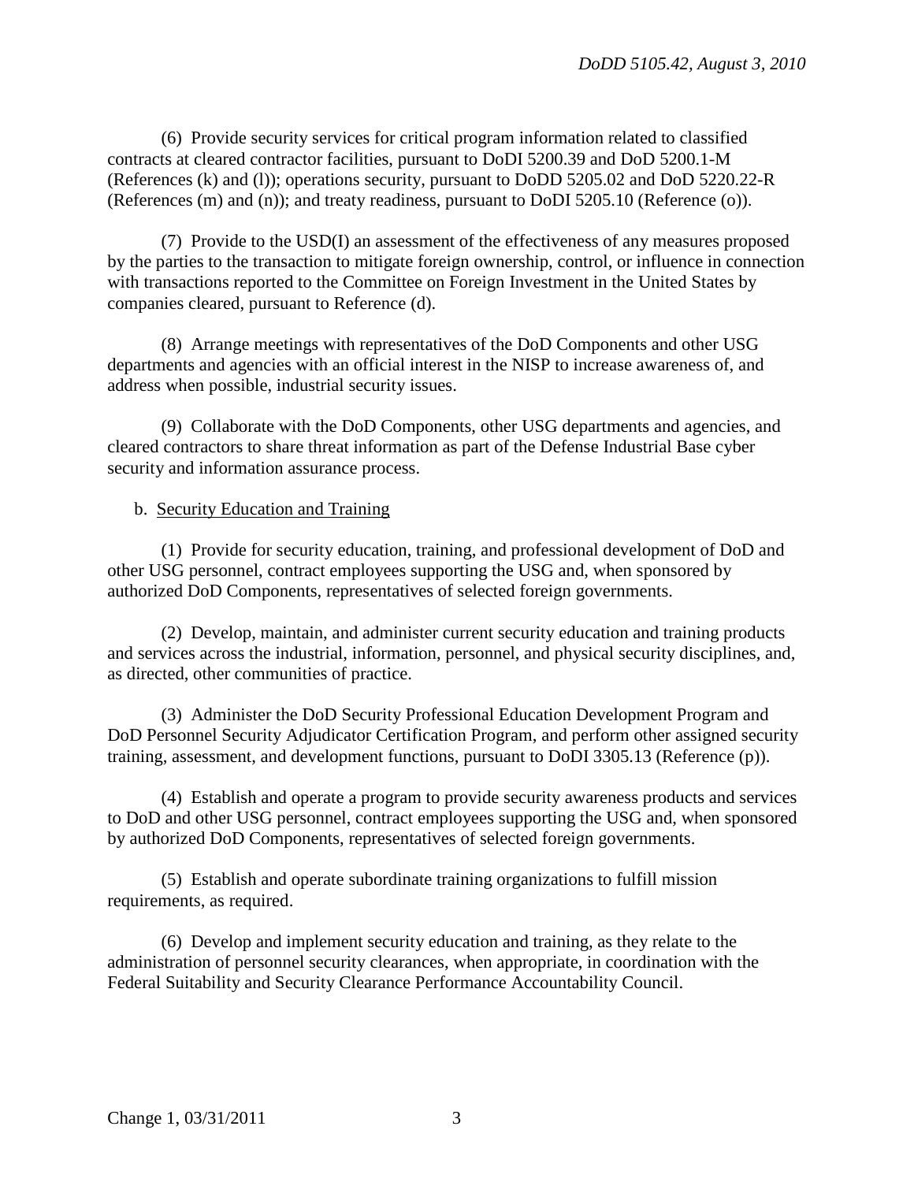(6) Provide security services for critical program information related to classified contracts at cleared contractor facilities, pursuant to DoDI 5200.39 and DoD 5200.1-M (References (k) and (l)); operations security, pursuant to DoDD 5205.02 and DoD 5220.22-R (References (m) and (n)); and treaty readiness, pursuant to DoDI 5205.10 (Reference (o)).

(7) Provide to the USD(I) an assessment of the effectiveness of any measures proposed by the parties to the transaction to mitigate foreign ownership, control, or influence in connection with transactions reported to the Committee on Foreign Investment in the United States by companies cleared, pursuant to Reference (d).

(8) Arrange meetings with representatives of the DoD Components and other USG departments and agencies with an official interest in the NISP to increase awareness of, and address when possible, industrial security issues.

(9) Collaborate with the DoD Components, other USG departments and agencies, and cleared contractors to share threat information as part of the Defense Industrial Base cyber security and information assurance process.

b. Security Education and Training

(1) Provide for security education, training, and professional development of DoD and other USG personnel, contract employees supporting the USG and, when sponsored by authorized DoD Components, representatives of selected foreign governments.

(2) Develop, maintain, and administer current security education and training products and services across the industrial, information, personnel, and physical security disciplines, and, as directed, other communities of practice.

(3) Administer the DoD Security Professional Education Development Program and DoD Personnel Security Adjudicator Certification Program, and perform other assigned security training, assessment, and development functions, pursuant to DoDI 3305.13 (Reference (p)).

(4) Establish and operate a program to provide security awareness products and services to DoD and other USG personnel, contract employees supporting the USG and, when sponsored by authorized DoD Components, representatives of selected foreign governments.

(5) Establish and operate subordinate training organizations to fulfill mission requirements, as required.

(6) Develop and implement security education and training, as they relate to the administration of personnel security clearances, when appropriate, in coordination with the Federal Suitability and Security Clearance Performance Accountability Council.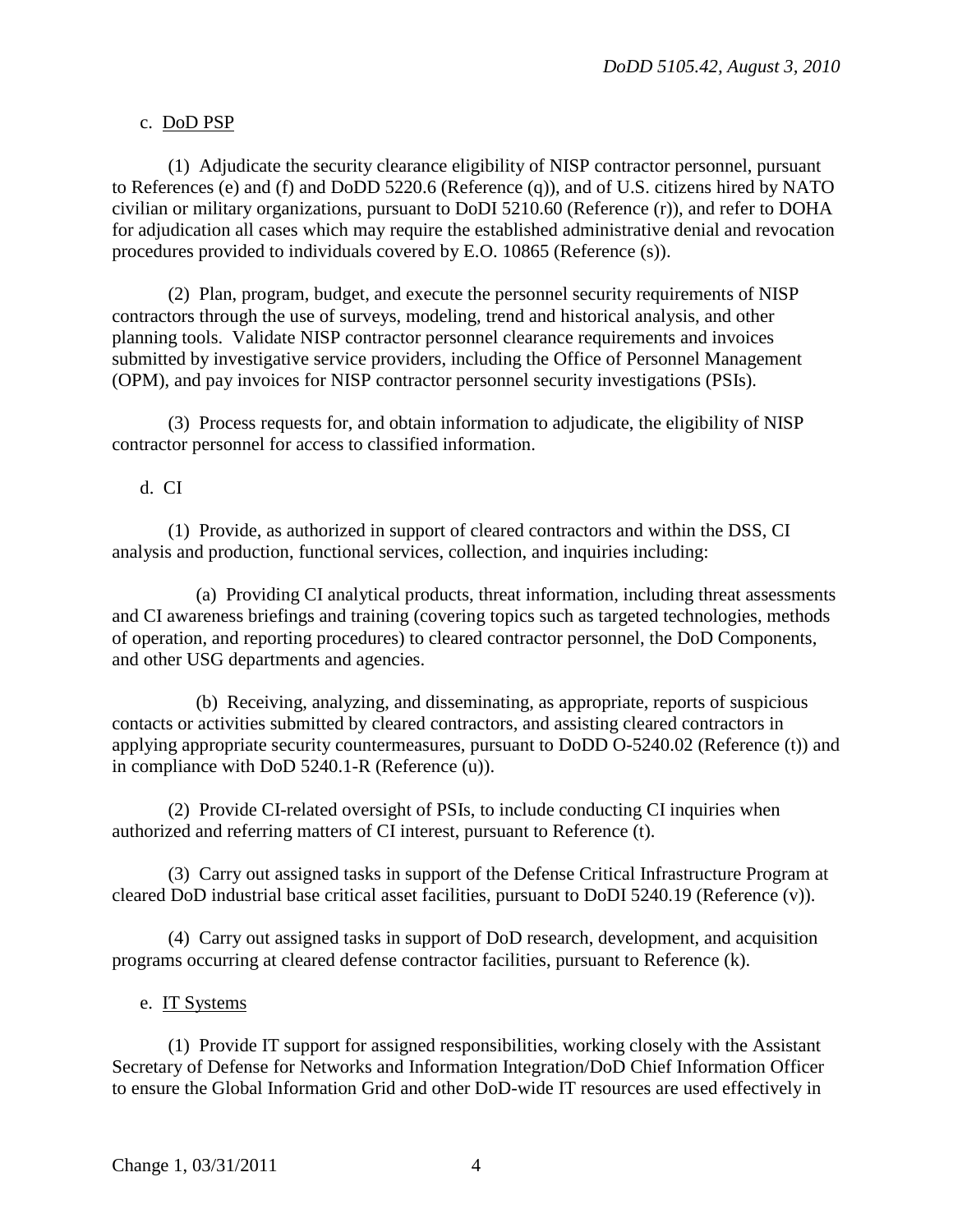c. DoD PSP

(1) Adjudicate the security clearance eligibility of NISP contractor personnel, pursuant to References (e) and (f) and DoDD 5220.6 (Reference (q)), and of U.S. citizens hired by NATO civilian or military organizations, pursuant to DoDI 5210.60 (Reference (r)), and refer to DOHA for adjudication all cases which may require the established administrative denial and revocation procedures provided to individuals covered by E.O. 10865 (Reference (s)).

(2) Plan, program, budget, and execute the personnel security requirements of NISP contractors through the use of surveys, modeling, trend and historical analysis, and other planning tools. Validate NISP contractor personnel clearance requirements and invoices submitted by investigative service providers, including the Office of Personnel Management (OPM), and pay invoices for NISP contractor personnel security investigations (PSIs).

(3) Process requests for, and obtain information to adjudicate, the eligibility of NISP contractor personnel for access to classified information.

d. CI

(1) Provide, as authorized in support of cleared contractors and within the DSS, CI analysis and production, functional services, collection, and inquiries including:

(a) Providing CI analytical products, threat information, including threat assessments and CI awareness briefings and training (covering topics such as targeted technologies, methods of operation, and reporting procedures) to cleared contractor personnel, the DoD Components, and other USG departments and agencies.

(b) Receiving, analyzing, and disseminating, as appropriate, reports of suspicious contacts or activities submitted by cleared contractors, and assisting cleared contractors in applying appropriate security countermeasures, pursuant to DoDD O-5240.02 (Reference (t)) and in compliance with DoD 5240.1-R (Reference (u)).

(2) Provide CI-related oversight of PSIs, to include conducting CI inquiries when authorized and referring matters of CI interest, pursuant to Reference (t).

(3) Carry out assigned tasks in support of the Defense Critical Infrastructure Program at cleared DoD industrial base critical asset facilities, pursuant to DoDI 5240.19 (Reference (v)).

(4) Carry out assigned tasks in support of DoD research, development, and acquisition programs occurring at cleared defense contractor facilities, pursuant to Reference (k).

e. IT Systems

(1) Provide IT support for assigned responsibilities, working closely with the Assistant Secretary of Defense for Networks and Information Integration/DoD Chief Information Officer to ensure the Global Information Grid and other DoD-wide IT resources are used effectively in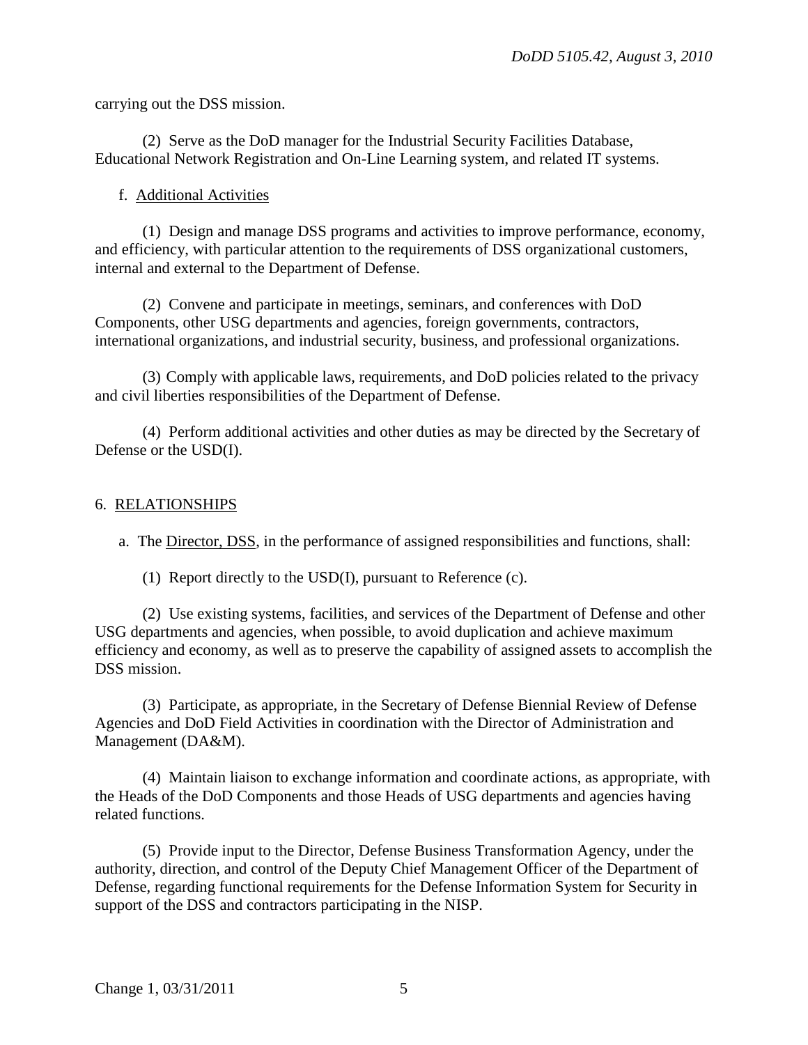carrying out the DSS mission.

(2) Serve as the DoD manager for the Industrial Security Facilities Database, Educational Network Registration and On-Line Learning system, and related IT systems.

f. Additional Activities

(1) Design and manage DSS programs and activities to improve performance, economy, and efficiency, with particular attention to the requirements of DSS organizational customers, internal and external to the Department of Defense.

(2) Convene and participate in meetings, seminars, and conferences with DoD Components, other USG departments and agencies, foreign governments, contractors, international organizations, and industrial security, business, and professional organizations.

(3) Comply with applicable laws, requirements, and DoD policies related to the privacy and civil liberties responsibilities of the Department of Defense.

(4) Perform additional activities and other duties as may be directed by the Secretary of Defense or the USD(I).

## 6. RELATIONSHIPS

a. The Director, DSS, in the performance of assigned responsibilities and functions, shall:

(1) Report directly to the USD(I), pursuant to Reference (c).

(2) Use existing systems, facilities, and services of the Department of Defense and other USG departments and agencies, when possible, to avoid duplication and achieve maximum efficiency and economy, as well as to preserve the capability of assigned assets to accomplish the DSS mission.

(3) Participate, as appropriate, in the Secretary of Defense Biennial Review of Defense Agencies and DoD Field Activities in coordination with the Director of Administration and Management (DA&M).

(4) Maintain liaison to exchange information and coordinate actions, as appropriate, with the Heads of the DoD Components and those Heads of USG departments and agencies having related functions.

(5) Provide input to the Director, Defense Business Transformation Agency, under the authority, direction, and control of the Deputy Chief Management Officer of the Department of Defense, regarding functional requirements for the Defense Information System for Security in support of the DSS and contractors participating in the NISP.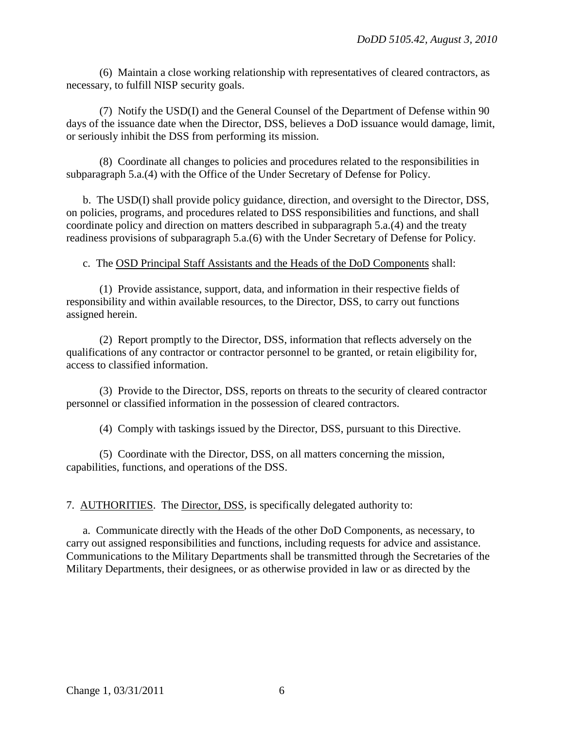(6) Maintain a close working relationship with representatives of cleared contractors, as necessary, to fulfill NISP security goals.

(7) Notify the USD(I) and the General Counsel of the Department of Defense within 90 days of the issuance date when the Director, DSS, believes a DoD issuance would damage, limit, or seriously inhibit the DSS from performing its mission.

(8) Coordinate all changes to policies and procedures related to the responsibilities in subparagraph 5.a.(4) with the Office of the Under Secretary of Defense for Policy.

b. The USD(I) shall provide policy guidance, direction, and oversight to the Director, DSS, on policies, programs, and procedures related to DSS responsibilities and functions, and shall coordinate policy and direction on matters described in subparagraph 5.a.(4) and the treaty readiness provisions of subparagraph 5.a.(6) with the Under Secretary of Defense for Policy.

c. The OSD Principal Staff Assistants and the Heads of the DoD Components shall:

(1) Provide assistance, support, data, and information in their respective fields of responsibility and within available resources, to the Director, DSS, to carry out functions assigned herein.

(2) Report promptly to the Director, DSS, information that reflects adversely on the qualifications of any contractor or contractor personnel to be granted, or retain eligibility for, access to classified information.

(3) Provide to the Director, DSS, reports on threats to the security of cleared contractor personnel or classified information in the possession of cleared contractors.

(4) Comply with taskings issued by the Director, DSS, pursuant to this Directive.

(5) Coordinate with the Director, DSS, on all matters concerning the mission, capabilities, functions, and operations of the DSS.

7. AUTHORITIES. The Director, DSS, is specifically delegated authority to:

a. Communicate directly with the Heads of the other DoD Components, as necessary, to carry out assigned responsibilities and functions, including requests for advice and assistance. Communications to the Military Departments shall be transmitted through the Secretaries of the Military Departments, their designees, or as otherwise provided in law or as directed by the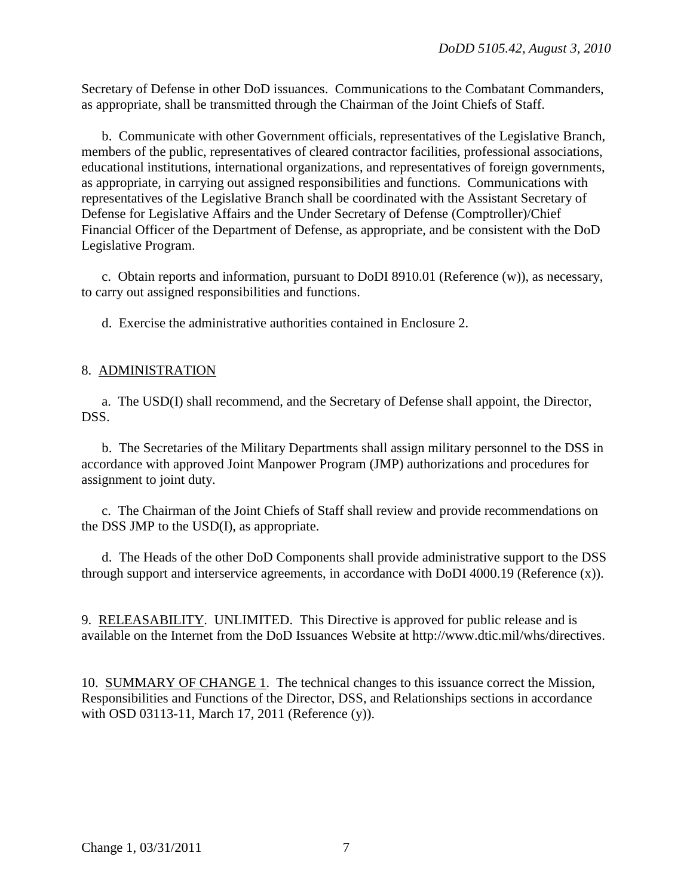Secretary of Defense in other DoD issuances. Communications to the Combatant Commanders, as appropriate, shall be transmitted through the Chairman of the Joint Chiefs of Staff.

b. Communicate with other Government officials, representatives of the Legislative Branch, members of the public, representatives of cleared contractor facilities, professional associations, educational institutions, international organizations, and representatives of foreign governments, as appropriate, in carrying out assigned responsibilities and functions. Communications with representatives of the Legislative Branch shall be coordinated with the Assistant Secretary of Defense for Legislative Affairs and the Under Secretary of Defense (Comptroller)/Chief Financial Officer of the Department of Defense, as appropriate, and be consistent with the DoD Legislative Program.

c. Obtain reports and information, pursuant to DoDI 8910.01 (Reference (w)), as necessary, to carry out assigned responsibilities and functions.

d. Exercise the administrative authorities contained in Enclosure 2.

8. ADMINISTRATION

a. The USD(I) shall recommend, and the Secretary of Defense shall appoint, the Director, DSS.

b. The Secretaries of the Military Departments shall assign military personnel to the DSS in accordance with approved Joint Manpower Program (JMP) authorizations and procedures for assignment to joint duty.

c. The Chairman of the Joint Chiefs of Staff shall review and provide recommendations on the DSS JMP to the USD(I), as appropriate.

d. The Heads of the other DoD Components shall provide administrative support to the DSS through support and interservice agreements, in accordance with DoDI 4000.19 (Reference (x)).

9. RELEASABILITY. UNLIMITED. This Directive is approved for public release and is available on the Internet from the DoD Issuances Website at http://www.dtic.mil/whs/directives.

10. SUMMARY OF CHANGE 1. The technical changes to this issuance correct the Mission, Responsibilities and Functions of the Director, DSS, and Relationships sections in accordance with OSD 03113-11, March 17, 2011 (Reference (y)).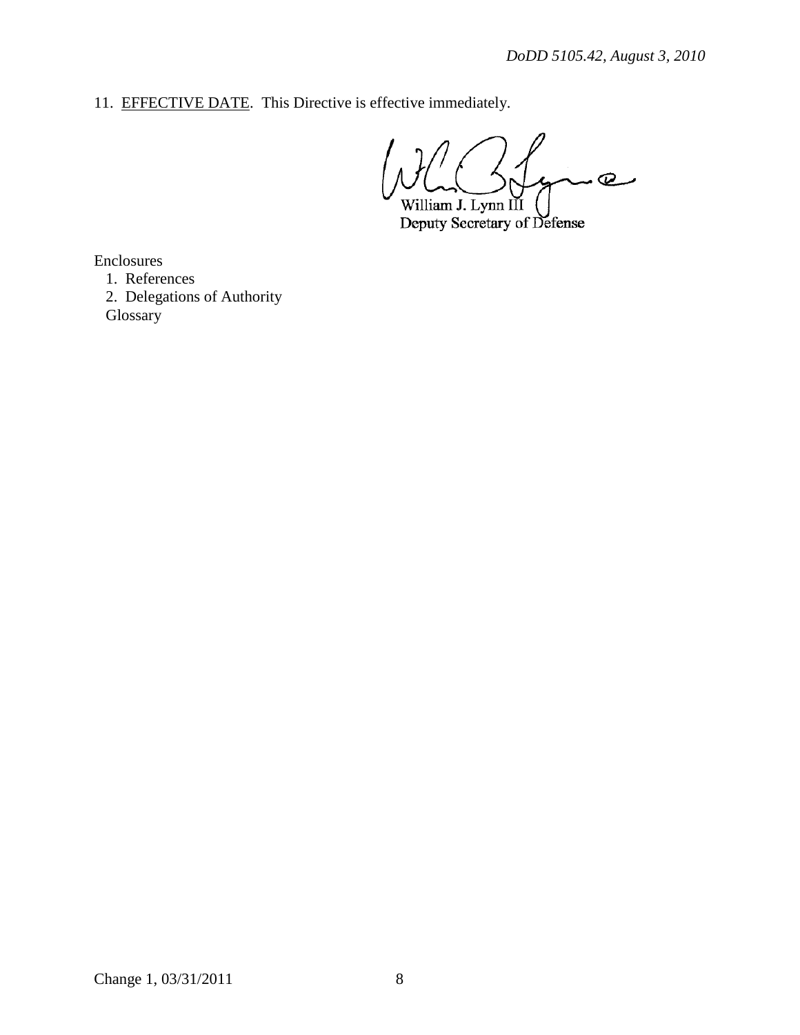11. <u>EFFECTIVE DATE</u>. This Directive is effective immediately.

William J. Lynn III
Deputy Secretary of Defense

Enclosures
1. References
2. Delegations of Authority
Glossary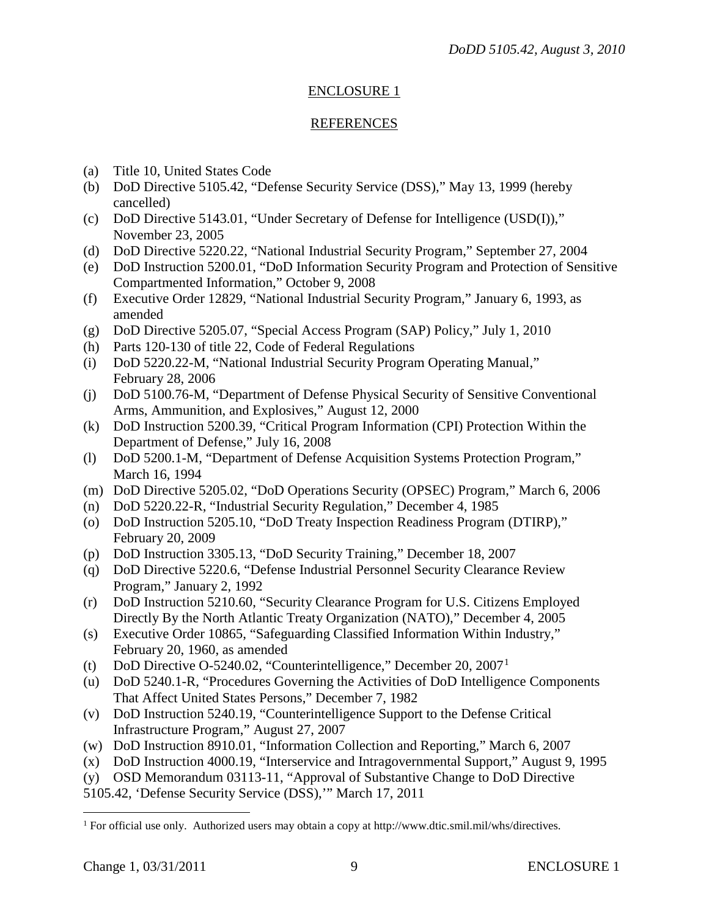## ENCLOSURE 1

## REFERENCES

(a) Title 10, United States Code
(b) DoD Directive 5105.42, "Defense Security Service (DSS)," May 13, 1999 (hereby cancelled)
(c) DoD Directive 5143.01, "Under Secretary of Defense for Intelligence (USD(I))," November 23, 2005
(d) DoD Directive 5220.22, "National Industrial Security Program," September 27, 2004
(e) DoD Instruction 5200.01, "DoD Information Security Program and Protection of Sensitive Compartmented Information," October 9, 2008
(f) Executive Order 12829, "National Industrial Security Program," January 6, 1993, as amended
(g) DoD Directive 5205.07, "Special Access Program (SAP) Policy," July 1, 2010
(h) Parts 120-130 of title 22, Code of Federal Regulations
(i) DoD 5220.22-M, "National Industrial Security Program Operating Manual," February 28, 2006
(j) DoD 5100.76-M, "Department of Defense Physical Security of Sensitive Conventional Arms, Ammunition, and Explosives," August 12, 2000
(k) DoD Instruction 5200.39, "Critical Program Information (CPI) Protection Within the Department of Defense," July 16, 2008
(l) DoD 5200.1-M, "Department of Defense Acquisition Systems Protection Program," March 16, 1994
(m) DoD Directive 5205.02, "DoD Operations Security (OPSEC) Program," March 6, 2006
(n) DoD 5220.22-R, "Industrial Security Regulation," December 4, 1985
(o) DoD Instruction 5205.10, "DoD Treaty Inspection Readiness Program (DTIRP)," February 20, 2009
(p) DoD Instruction 3305.13, "DoD Security Training," December 18, 2007
(q) DoD Directive 5220.6, "Defense Industrial Personnel Security Clearance Review Program," January 2, 1992
(r) DoD Instruction 5210.60, "Security Clearance Program for U.S. Citizens Employed Directly By the North Atlantic Treaty Organization (NATO)," December 4, 2005
(s) Executive Order 10865, "Safeguarding Classified Information Within Industry," February 20, 1960, as amended
(t) DoD Directive O-5240.02, "Counterintelligence," December 20, 2007[1]
(u) DoD 5240.1-R, "Procedures Governing the Activities of DoD Intelligence Components That Affect United States Persons," December 7, 1982
(v) DoD Instruction 5240.19, "Counterintelligence Support to the Defense Critical Infrastructure Program," August 27, 2007
(w) DoD Instruction 8910.01, "Information Collection and Reporting," March 6, 2007
(x) DoD Instruction 4000.19, "Interservice and Intragovernmental Support," August 9, 1995
(y) OSD Memorandum 03113-11, "Approval of Substantive Change to DoD Directive 5105.42, 'Defense Security Service (DSS),'" March 17, 2011

---

[1] For official use only. Authorized users may obtain a copy at http://www.dtic.smil.mil/whs/directives.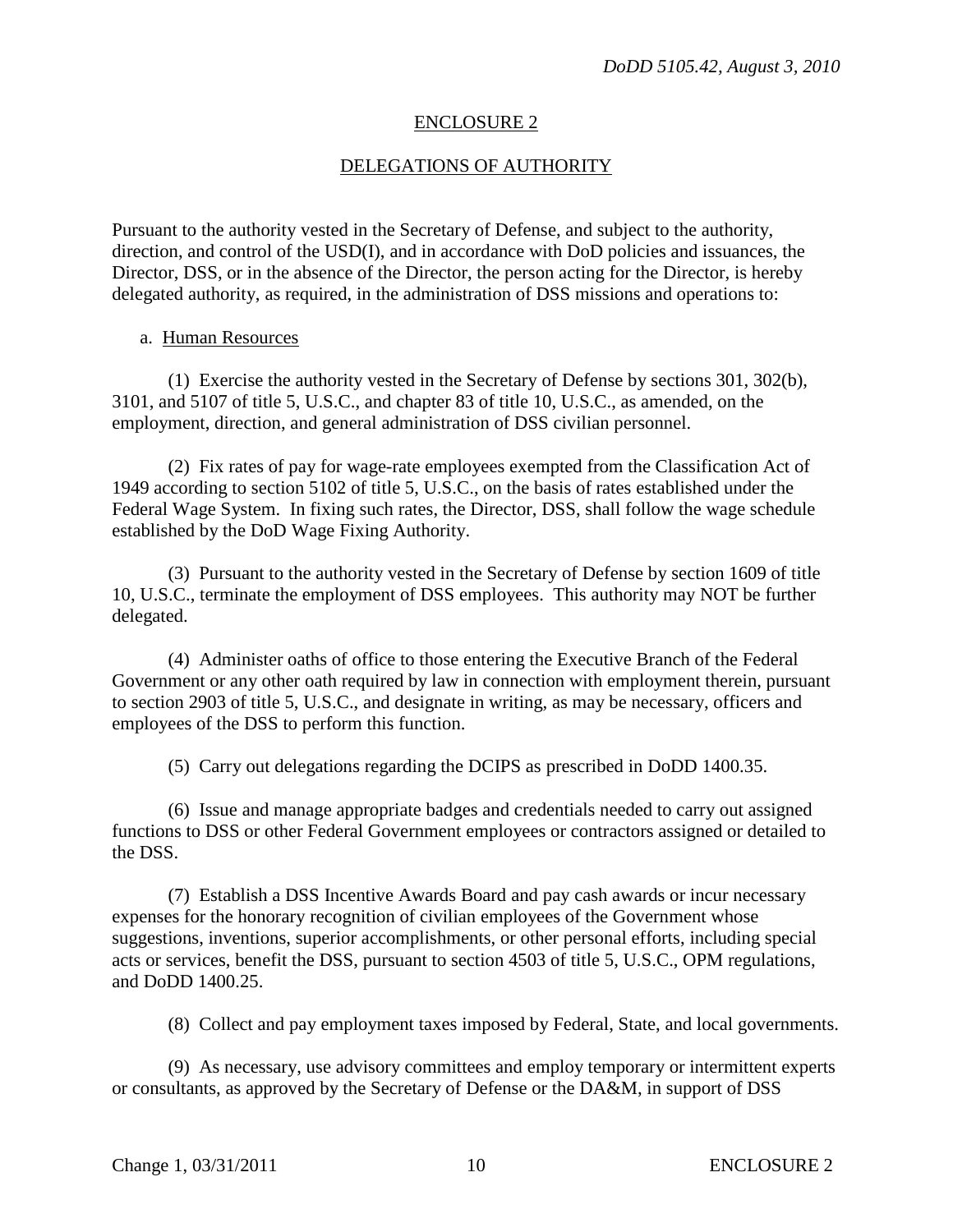## ENCLOSURE 2

## DELEGATIONS OF AUTHORITY

Pursuant to the authority vested in the Secretary of Defense, and subject to the authority, direction, and control of the USD(I), and in accordance with DoD policies and issuances, the Director, DSS, or in the absence of the Director, the person acting for the Director, is hereby delegated authority, as required, in the administration of DSS missions and operations to:

a. Human Resources

(1) Exercise the authority vested in the Secretary of Defense by sections 301, 302(b), 3101, and 5107 of title 5, U.S.C., and chapter 83 of title 10, U.S.C., as amended, on the employment, direction, and general administration of DSS civilian personnel.

(2) Fix rates of pay for wage-rate employees exempted from the Classification Act of 1949 according to section 5102 of title 5, U.S.C., on the basis of rates established under the Federal Wage System. In fixing such rates, the Director, DSS, shall follow the wage schedule established by the DoD Wage Fixing Authority.

(3) Pursuant to the authority vested in the Secretary of Defense by section 1609 of title 10, U.S.C., terminate the employment of DSS employees. This authority may NOT be further delegated.

(4) Administer oaths of office to those entering the Executive Branch of the Federal Government or any other oath required by law in connection with employment therein, pursuant to section 2903 of title 5, U.S.C., and designate in writing, as may be necessary, officers and employees of the DSS to perform this function.

(5) Carry out delegations regarding the DCIPS as prescribed in DoDD 1400.35.

(6) Issue and manage appropriate badges and credentials needed to carry out assigned functions to DSS or other Federal Government employees or contractors assigned or detailed to the DSS.

(7) Establish a DSS Incentive Awards Board and pay cash awards or incur necessary expenses for the honorary recognition of civilian employees of the Government whose suggestions, inventions, superior accomplishments, or other personal efforts, including special acts or services, benefit the DSS, pursuant to section 4503 of title 5, U.S.C., OPM regulations, and DoDD 1400.25.

(8) Collect and pay employment taxes imposed by Federal, State, and local governments.

(9) As necessary, use advisory committees and employ temporary or intermittent experts or consultants, as approved by the Secretary of Defense or the DA&M, in support of DSS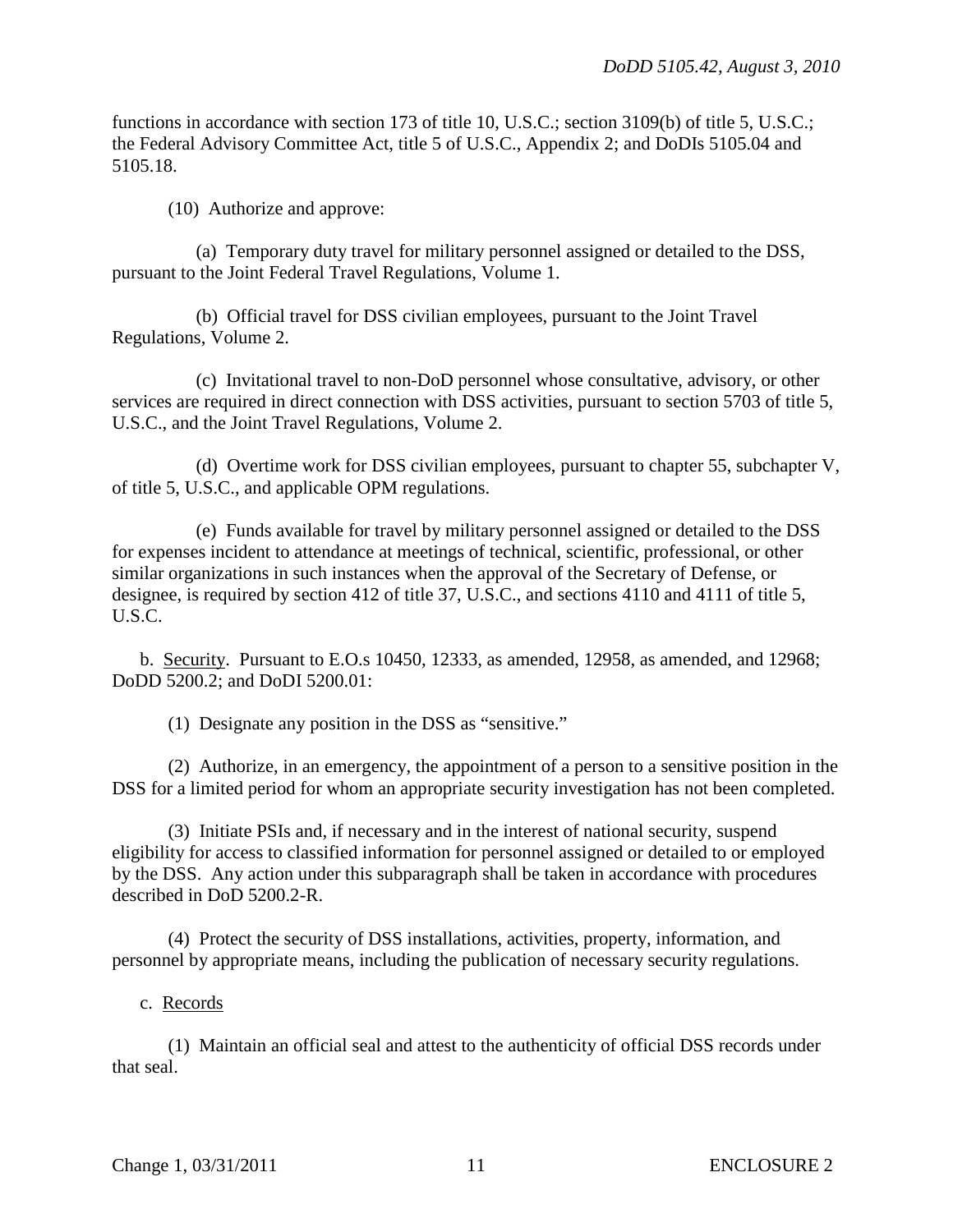functions in accordance with section 173 of title 10, U.S.C.; section 3109(b) of title 5, U.S.C.; the Federal Advisory Committee Act, title 5 of U.S.C., Appendix 2; and DoDIs 5105.04 and 5105.18.

(10) Authorize and approve:

(a) Temporary duty travel for military personnel assigned or detailed to the DSS, pursuant to the Joint Federal Travel Regulations, Volume 1.

(b) Official travel for DSS civilian employees, pursuant to the Joint Travel Regulations, Volume 2.

(c) Invitational travel to non-DoD personnel whose consultative, advisory, or other services are required in direct connection with DSS activities, pursuant to section 5703 of title 5, U.S.C., and the Joint Travel Regulations, Volume 2.

(d) Overtime work for DSS civilian employees, pursuant to chapter 55, subchapter V, of title 5, U.S.C., and applicable OPM regulations.

(e) Funds available for travel by military personnel assigned or detailed to the DSS for expenses incident to attendance at meetings of technical, scientific, professional, or other similar organizations in such instances when the approval of the Secretary of Defense, or designee, is required by section 412 of title 37, U.S.C., and sections 4110 and 4111 of title 5, U.S.C.

b. Security. Pursuant to E.O.s 10450, 12333, as amended, 12958, as amended, and 12968; DoDD 5200.2; and DoDI 5200.01:

(1) Designate any position in the DSS as "sensitive."

(2) Authorize, in an emergency, the appointment of a person to a sensitive position in the DSS for a limited period for whom an appropriate security investigation has not been completed.

(3) Initiate PSIs and, if necessary and in the interest of national security, suspend eligibility for access to classified information for personnel assigned or detailed to or employed by the DSS. Any action under this subparagraph shall be taken in accordance with procedures described in DoD 5200.2-R.

(4) Protect the security of DSS installations, activities, property, information, and personnel by appropriate means, including the publication of necessary security regulations.

c. Records

(1) Maintain an official seal and attest to the authenticity of official DSS records under that seal.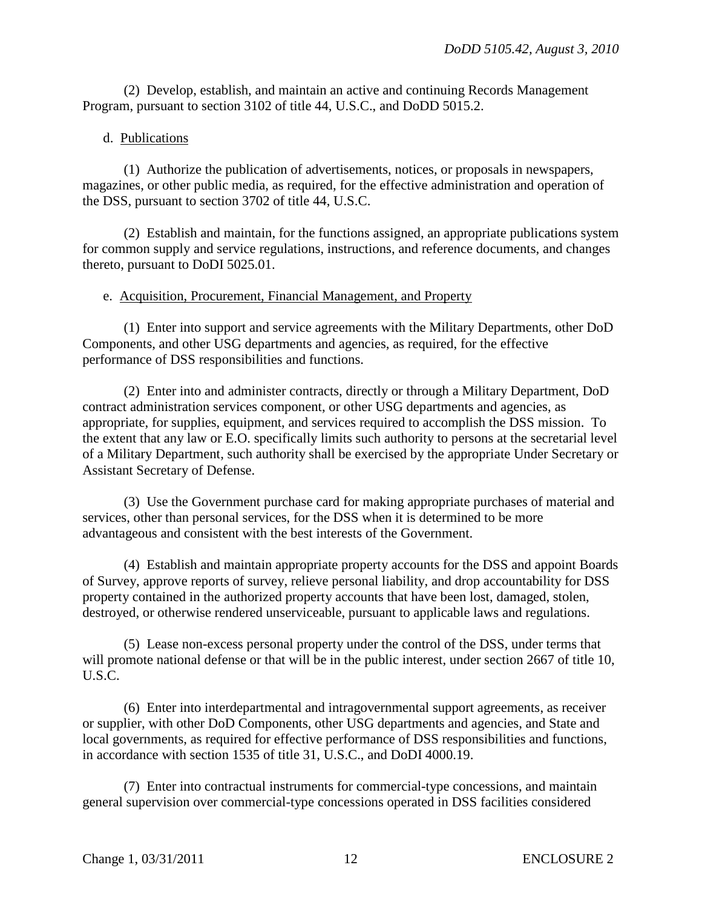(2) Develop, establish, and maintain an active and continuing Records Management Program, pursuant to section 3102 of title 44, U.S.C., and DoDD 5015.2.

d. Publications

(1) Authorize the publication of advertisements, notices, or proposals in newspapers, magazines, or other public media, as required, for the effective administration and operation of the DSS, pursuant to section 3702 of title 44, U.S.C.

(2) Establish and maintain, for the functions assigned, an appropriate publications system for common supply and service regulations, instructions, and reference documents, and changes thereto, pursuant to DoDI 5025.01.

e. Acquisition, Procurement, Financial Management, and Property

(1) Enter into support and service agreements with the Military Departments, other DoD Components, and other USG departments and agencies, as required, for the effective performance of DSS responsibilities and functions.

(2) Enter into and administer contracts, directly or through a Military Department, DoD contract administration services component, or other USG departments and agencies, as appropriate, for supplies, equipment, and services required to accomplish the DSS mission. To the extent that any law or E.O. specifically limits such authority to persons at the secretarial level of a Military Department, such authority shall be exercised by the appropriate Under Secretary or Assistant Secretary of Defense.

(3) Use the Government purchase card for making appropriate purchases of material and services, other than personal services, for the DSS when it is determined to be more advantageous and consistent with the best interests of the Government.

(4) Establish and maintain appropriate property accounts for the DSS and appoint Boards of Survey, approve reports of survey, relieve personal liability, and drop accountability for DSS property contained in the authorized property accounts that have been lost, damaged, stolen, destroyed, or otherwise rendered unserviceable, pursuant to applicable laws and regulations.

(5) Lease non-excess personal property under the control of the DSS, under terms that will promote national defense or that will be in the public interest, under section 2667 of title 10, U.S.C.

(6) Enter into interdepartmental and intragovernmental support agreements, as receiver or supplier, with other DoD Components, other USG departments and agencies, and State and local governments, as required for effective performance of DSS responsibilities and functions, in accordance with section 1535 of title 31, U.S.C., and DoDI 4000.19.

(7) Enter into contractual instruments for commercial-type concessions, and maintain general supervision over commercial-type concessions operated in DSS facilities considered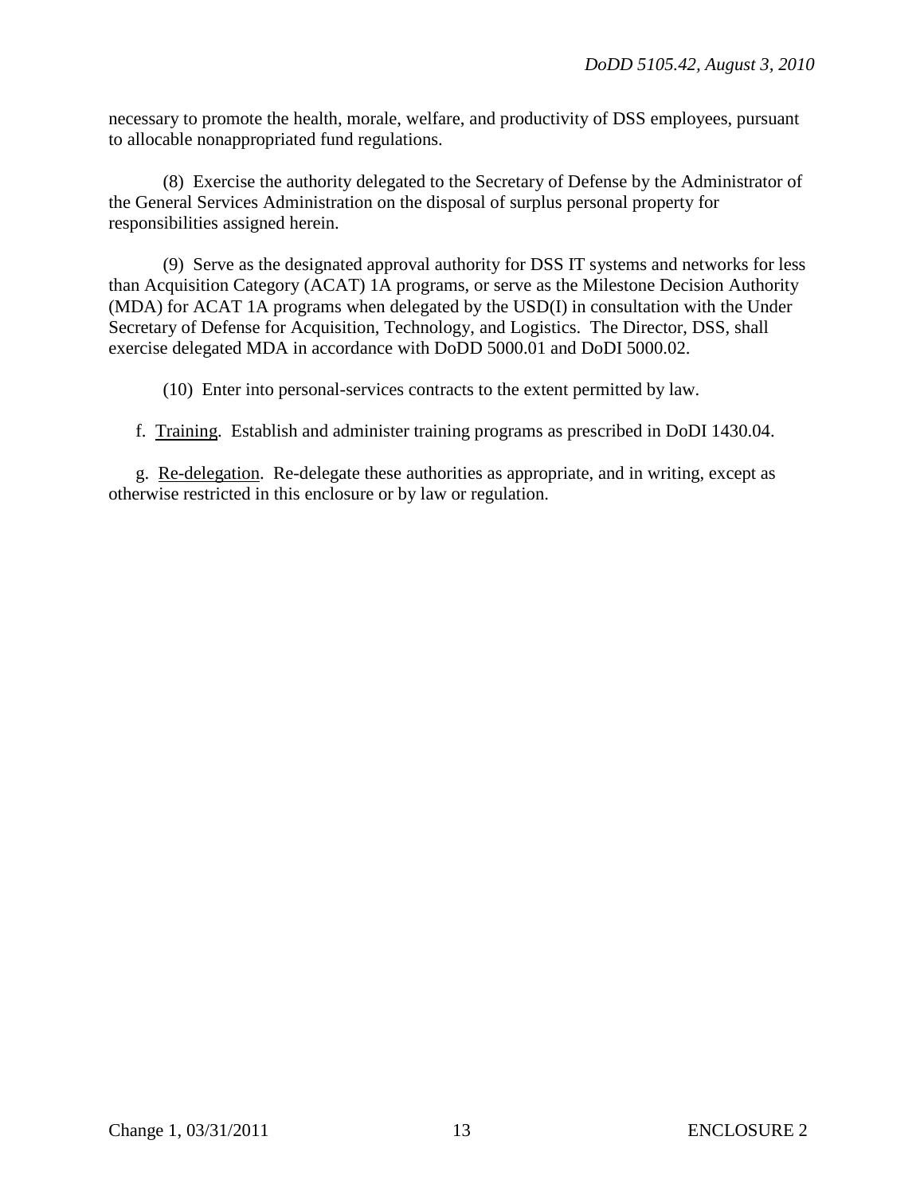necessary to promote the health, morale, welfare, and productivity of DSS employees, pursuant to allocable nonappropriated fund regulations.

(8) Exercise the authority delegated to the Secretary of Defense by the Administrator of the General Services Administration on the disposal of surplus personal property for responsibilities assigned herein.

(9) Serve as the designated approval authority for DSS IT systems and networks for less than Acquisition Category (ACAT) 1A programs, or serve as the Milestone Decision Authority (MDA) for ACAT 1A programs when delegated by the USD(I) in consultation with the Under Secretary of Defense for Acquisition, Technology, and Logistics. The Director, DSS, shall exercise delegated MDA in accordance with DoDD 5000.01 and DoDI 5000.02.

(10) Enter into personal-services contracts to the extent permitted by law.

f. Training. Establish and administer training programs as prescribed in DoDI 1430.04.

g. Re-delegation. Re-delegate these authorities as appropriate, and in writing, except as otherwise restricted in this enclosure or by law or regulation.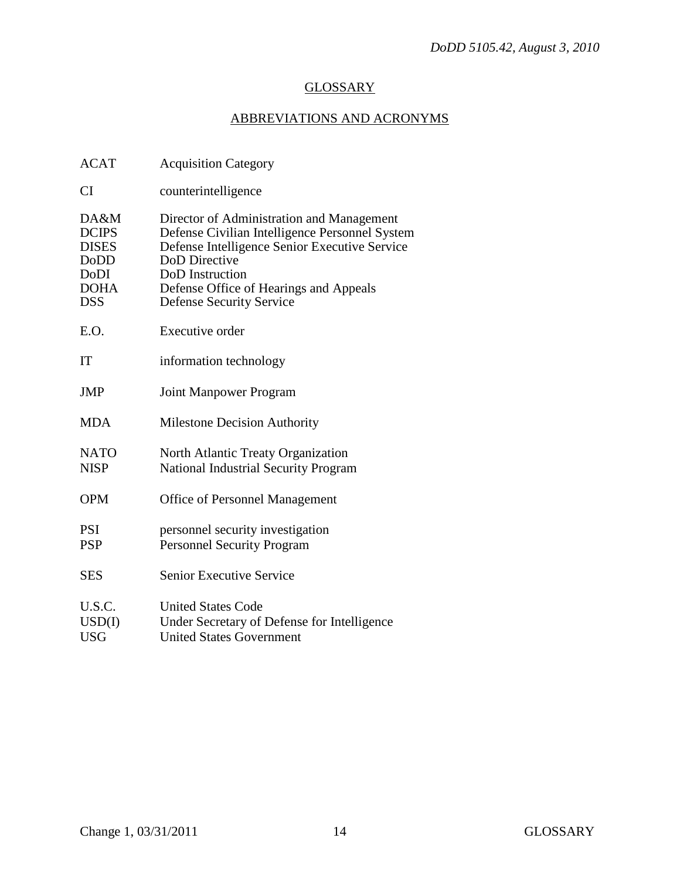## GLOSSARY

## ABBREVIATIONS AND ACRONYMS

| | |
|---|---|
| ACAT | Acquisition Category |
| CI | counterintelligence |
| DA&M | Director of Administration and Management |
| DCIPS | Defense Civilian Intelligence Personnel System |
| DISES | Defense Intelligence Senior Executive Service |
| DoDD | DoD Directive |
| DoDI | DoD Instruction |
| DOHA | Defense Office of Hearings and Appeals |
| DSS | Defense Security Service |
| E.O. | Executive order |
| IT | information technology |
| JMP | Joint Manpower Program |
| MDA | Milestone Decision Authority |
| NATO | North Atlantic Treaty Organization |
| NISP | National Industrial Security Program |
| OPM | Office of Personnel Management |
| PSI | personnel security investigation |
| PSP | Personnel Security Program |
| SES | Senior Executive Service |
| U.S.C. | United States Code |
| USD(I) | Under Secretary of Defense for Intelligence |
| USG | United States Government |